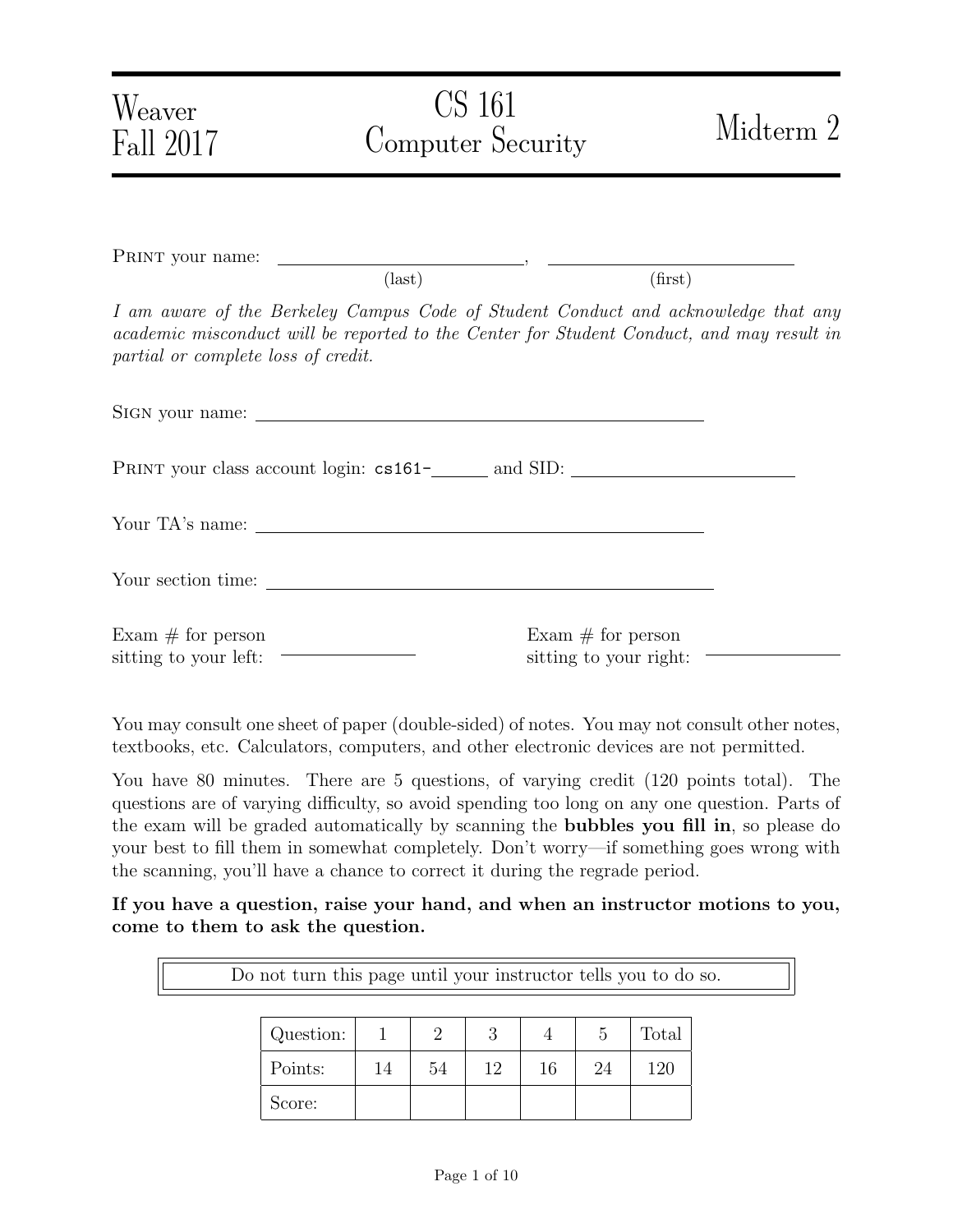Weaver
Fall 2017

# CS 161
# Computer Security

# Midterm 2

PRINT your name: \_\_\_\_\_\_\_\_\_\_\_\_\_\_\_\_\_\_\_\_\_\_\_\_\_\_, \_\_\_\_\_\_\_\_\_\_\_\_\_\_\_\_\_\_\_\_\_\_\_\_\_\_
(last) (first)

*I am aware of the Berkeley Campus Code of Student Conduct and acknowledge that any academic misconduct will be reported to the Center for Student Conduct, and may result in partial or complete loss of credit.*

SIGN your name: \_\_\_\_\_\_\_\_\_\_\_\_\_\_\_\_\_\_\_\_\_\_\_\_\_\_\_\_\_\_\_\_\_\_\_\_\_\_\_\_\_\_\_\_\_\_\_\_\_\_

PRINT your class account login: `cs161-`\_\_\_\_\_\_ and SID: \_\_\_\_\_\_\_\_\_\_\_\_\_\_\_\_\_\_\_\_\_\_\_\_

Your TA's name: \_\_\_\_\_\_\_\_\_\_\_\_\_\_\_\_\_\_\_\_\_\_\_\_\_\_\_\_\_\_\_\_\_\_\_\_\_\_\_\_\_\_\_\_\_\_\_\_\_\_

Your section time: \_\_\_\_\_\_\_\_\_\_\_\_\_\_\_\_\_\_\_\_\_\_\_\_\_\_\_\_\_\_\_\_\_\_\_\_\_\_\_\_\_\_\_\_\_\_\_\_\_\_

Exam # for person sitting to your left: \_\_\_\_\_\_\_\_\_\_\_\_\_\_ Exam # for person sitting to your right: \_\_\_\_\_\_\_\_\_\_\_\_\_\_

You may consult one sheet of paper (double-sided) of notes. You may not consult other notes, textbooks, etc. Calculators, computers, and other electronic devices are not permitted.

You have 80 minutes. There are 5 questions, of varying credit (120 points total). The questions are of varying difficulty, so avoid spending too long on any one question. Parts of the exam will be graded automatically by scanning the **bubbles you fill in**, so please do your best to fill them in somewhat completely. Don't worry—if something goes wrong with the scanning, you'll have a chance to correct it during the regrade period.

**If you have a question, raise your hand, and when an instructor motions to you, come to them to ask the question.**

> Do not turn this page until your instructor tells you to do so.

| Question: | 1 | 2 | 3 | 4 | 5 | Total |
|---|---|---|---|---|---|---|
| Points: | 14 | 54 | 12 | 16 | 24 | 120 |
| Score: | | | | | | |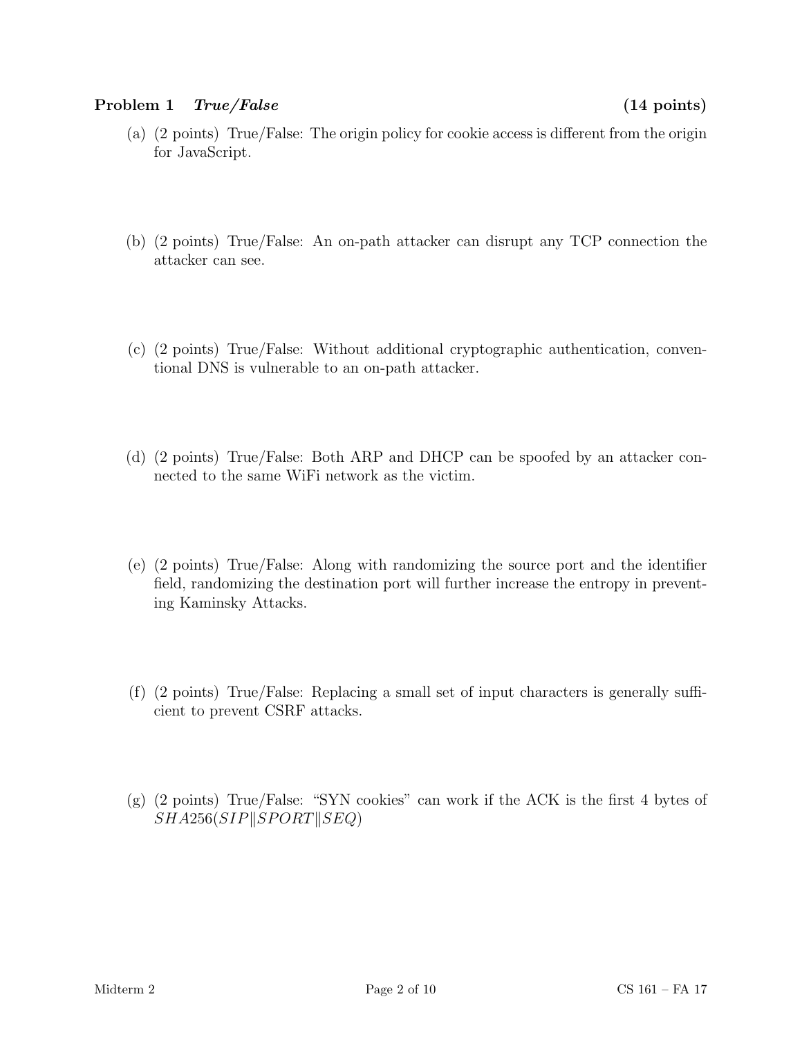## Problem 1 *True/False* (14 points)

(a) (2 points) True/False: The origin policy for cookie access is different from the origin for JavaScript.

(b) (2 points) True/False: An on-path attacker can disrupt any TCP connection the attacker can see.

(c) (2 points) True/False: Without additional cryptographic authentication, conventional DNS is vulnerable to an on-path attacker.

(d) (2 points) True/False: Both ARP and DHCP can be spoofed by an attacker connected to the same WiFi network as the victim.

(e) (2 points) True/False: Along with randomizing the source port and the identifier field, randomizing the destination port will further increase the entropy in preventing Kaminsky Attacks.

(f) (2 points) True/False: Replacing a small set of input characters is generally sufficient to prevent CSRF attacks.

(g) (2 points) True/False: "SYN cookies" can work if the ACK is the first 4 bytes of $SHA256(SIP \| SPORT \| SEQ)$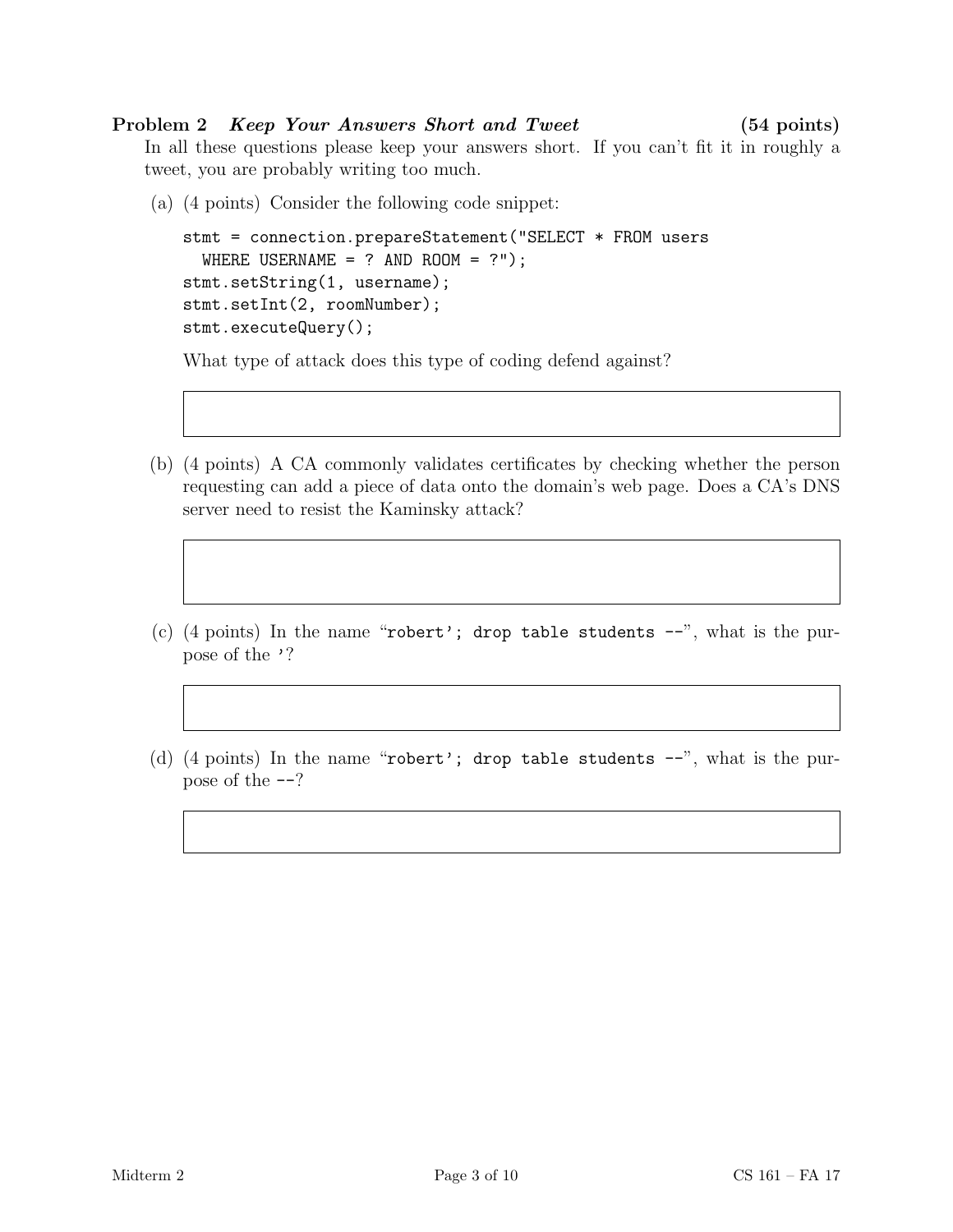**Problem 2** ***Keep Your Answers Short and Tweet*** **(54 points)**

In all these questions please keep your answers short. If you can't fit it in roughly a tweet, you are probably writing too much.

(a) (4 points) Consider the following code snippet:

```
stmt = connection.prepareStatement("SELECT * FROM users
  WHERE USERNAME = ? AND ROOM = ?");
stmt.setString(1, username);
stmt.setInt(2, roomNumber);
stmt.executeQuery();
```

What type of attack does this type of coding defend against?

(b) (4 points) A CA commonly validates certificates by checking whether the person requesting can add a piece of data onto the domain's web page. Does a CA's DNS server need to resist the Kaminsky attack?

(c) (4 points) In the name "`robert'; drop table students --`", what is the purpose of the `'`?

(d) (4 points) In the name "`robert'; drop table students --`", what is the purpose of the `--`?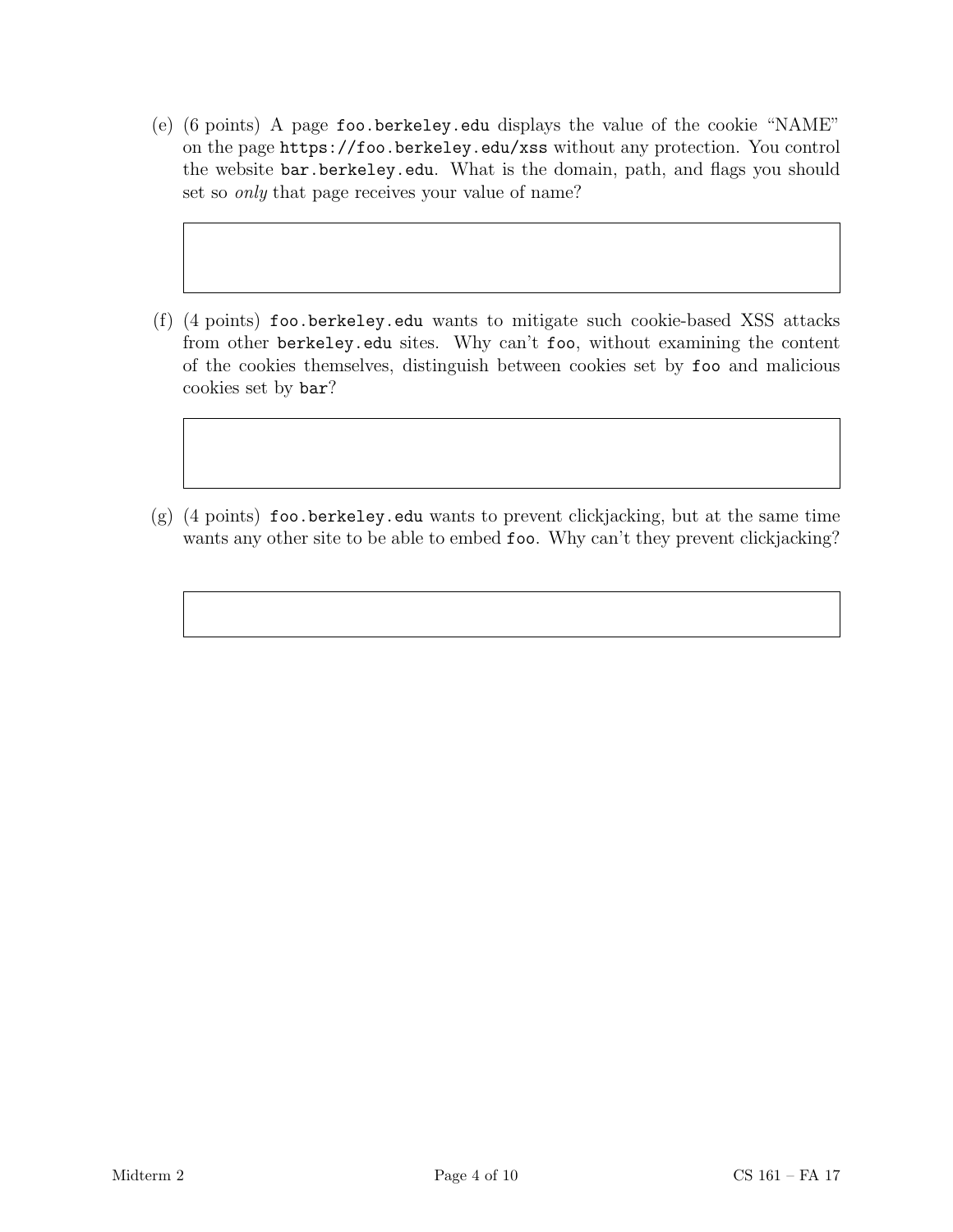(e) (6 points) A page `foo.berkeley.edu` displays the value of the cookie "NAME" on the page `https://foo.berkeley.edu/xss` without any protection. You control the website `bar.berkeley.edu`. What is the domain, path, and flags you should set so *only* that page receives your value of name?

(f) (4 points) `foo.berkeley.edu` wants to mitigate such cookie-based XSS attacks from other `berkeley.edu` sites. Why can't `foo`, without examining the content of the cookies themselves, distinguish between cookies set by `foo` and malicious cookies set by `bar`?

(g) (4 points) `foo.berkeley.edu` wants to prevent clickjacking, but at the same time wants any other site to be able to embed `foo`. Why can't they prevent clickjacking?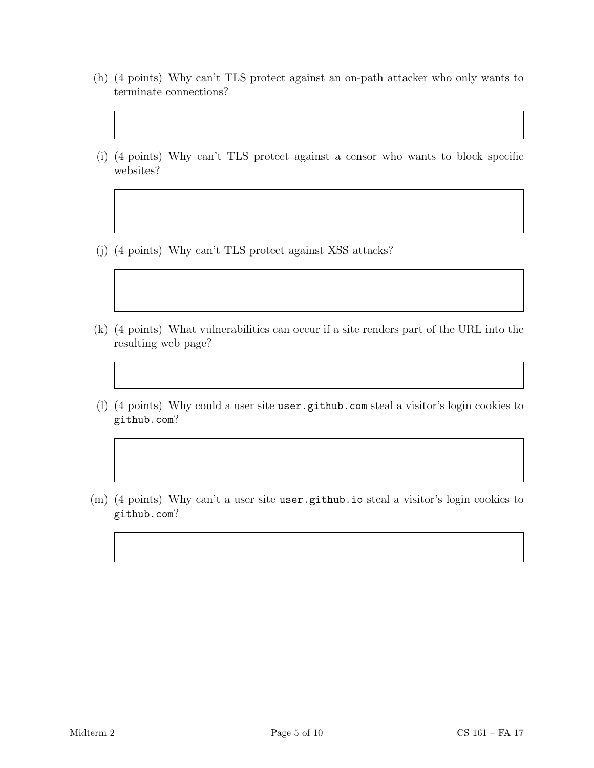(h) (4 points) Why can't TLS protect against an on-path attacker who only wants to terminate connections?

(i) (4 points) Why can't TLS protect against a censor who wants to block specific websites?

(j) (4 points) Why can't TLS protect against XSS attacks?

(k) (4 points) What vulnerabilities can occur if a site renders part of the URL into the resulting web page?

(l) (4 points) Why could a user site `user.github.com` steal a visitor's login cookies to `github.com`?

(m) (4 points) Why can't a user site `user.github.io` steal a visitor's login cookies to `github.com`?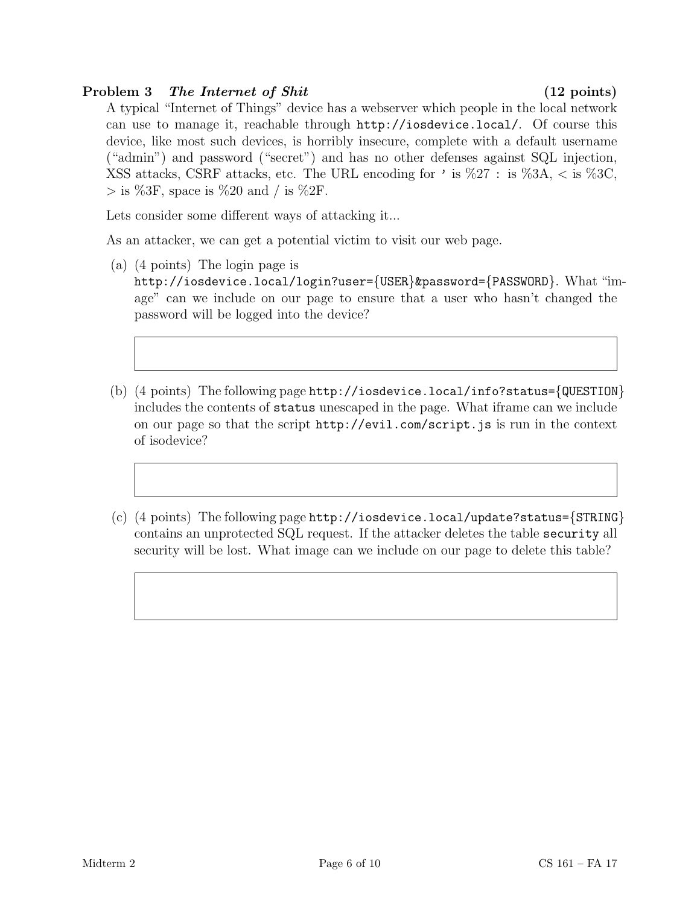**Problem 3** ***The Internet of Shit*** **(12 points)**

A typical "Internet of Things" device has a webserver which people in the local network can use to manage it, reachable through `http://iosdevice.local/`. Of course this device, like most such devices, is horribly insecure, complete with a default username ("admin") and password ("secret") and has no other defenses against SQL injection, XSS attacks, CSRF attacks, etc. The URL encoding for ' is %27 : is %3A, < is %3C, > is %3F, space is %20 and / is %2F.

Lets consider some different ways of attacking it...

As an attacker, we can get a potential victim to visit our web page.

(a) (4 points) The login page is `http://iosdevice.local/login?user={USER}&password={PASSWORD}`. What "image" can we include on our page to ensure that a user who hasn't changed the password will be logged into the device?

(b) (4 points) The following page `http://iosdevice.local/info?status={QUESTION}` includes the contents of `status` unescaped in the page. What iframe can we include on our page so that the script `http://evil.com/script.js` is run in the context of isodevice?

(c) (4 points) The following page `http://iosdevice.local/update?status={STRING}` contains an unprotected SQL request. If the attacker deletes the table `security` all security will be lost. What image can we include on our page to delete this table?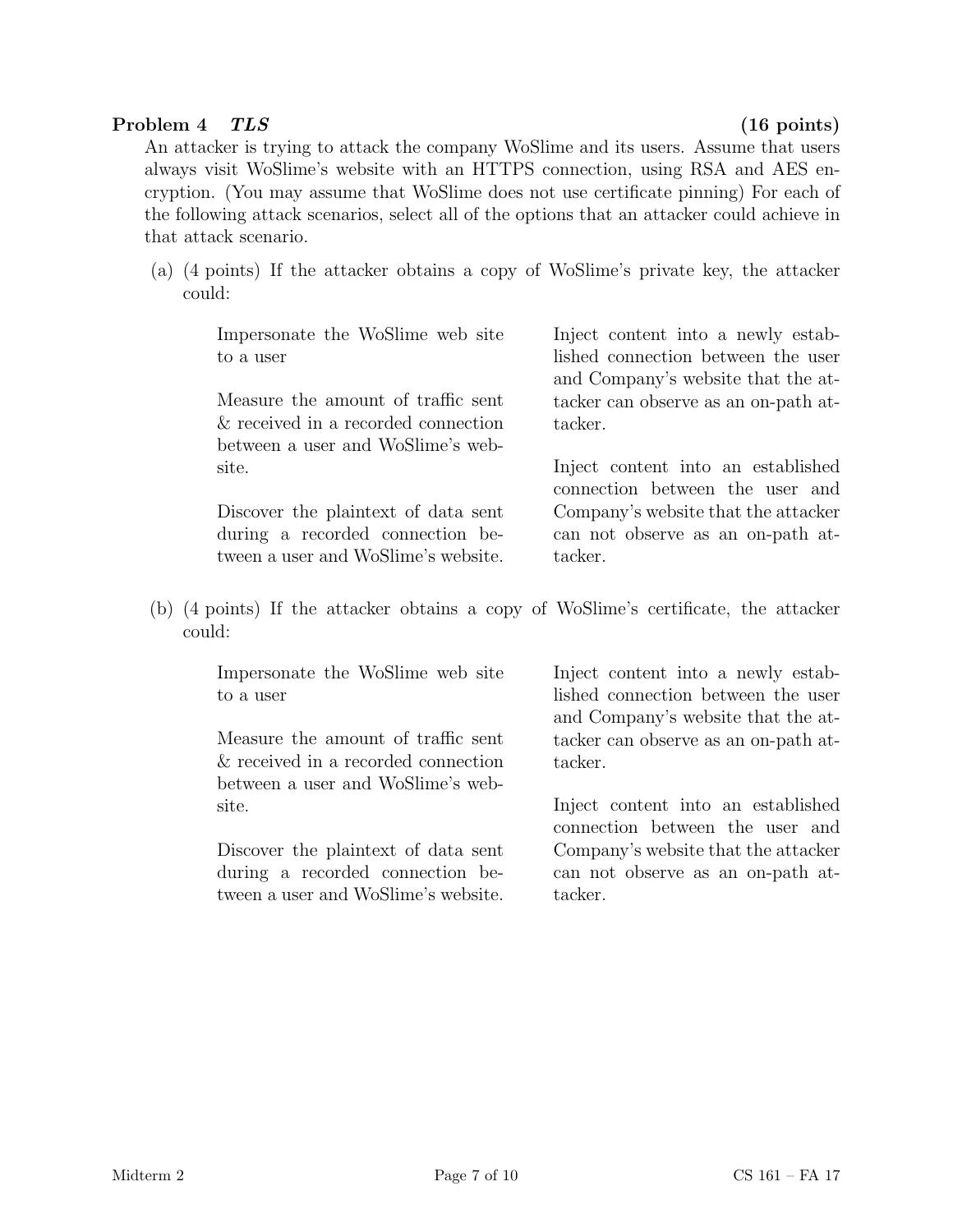## Problem 4 *TLS* (16 points)

An attacker is trying to attack the company WoSlime and its users. Assume that users always visit WoSlime's website with an HTTPS connection, using RSA and AES encryption. (You may assume that WoSlime does not use certificate pinning) For each of the following attack scenarios, select all of the options that an attacker could achieve in that attack scenario.

(a) (4 points) If the attacker obtains a copy of WoSlime's private key, the attacker could:

- Impersonate the WoSlime web site to a user
- Measure the amount of traffic sent & received in a recorded connection between a user and WoSlime's website.
- Discover the plaintext of data sent during a recorded connection between a user and WoSlime's website.
- Inject content into a newly established connection between the user and Company's website that the attacker can observe as an on-path attacker.
- Inject content into an established connection between the user and Company's website that the attacker can not observe as an on-path attacker.

(b) (4 points) If the attacker obtains a copy of WoSlime's certificate, the attacker could:

- Impersonate the WoSlime web site to a user
- Measure the amount of traffic sent & received in a recorded connection between a user and WoSlime's website.
- Discover the plaintext of data sent during a recorded connection between a user and WoSlime's website.
- Inject content into a newly established connection between the user and Company's website that the attacker can observe as an on-path attacker.
- Inject content into an established connection between the user and Company's website that the attacker can not observe as an on-path attacker.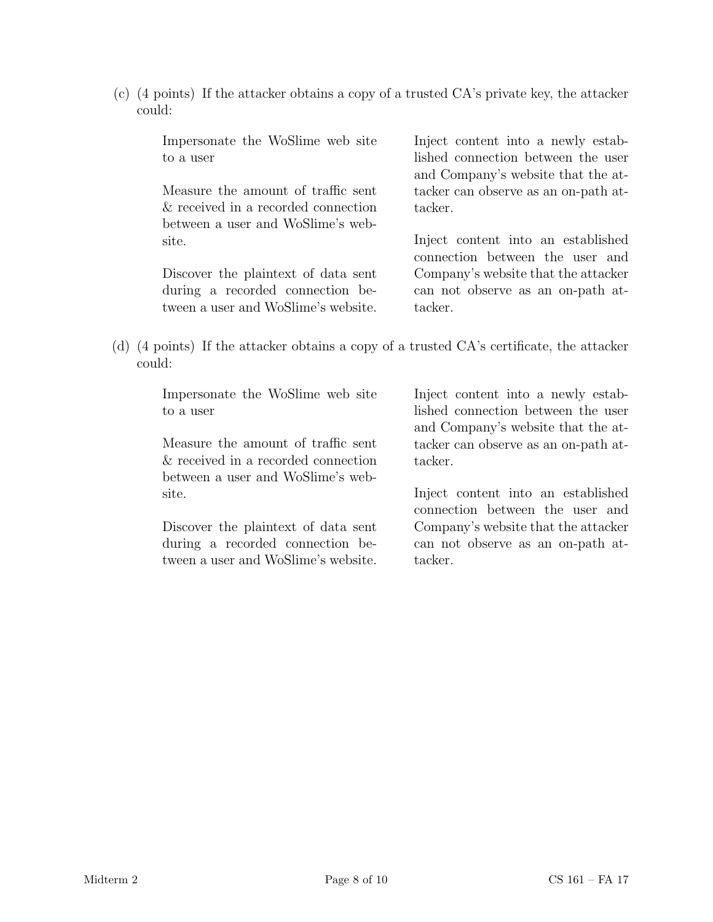(c) (4 points) If the attacker obtains a copy of a trusted CA's private key, the attacker could:

- Impersonate the WoSlime web site to a user
- Measure the amount of traffic sent & received in a recorded connection between a user and WoSlime's website.
- Discover the plaintext of data sent during a recorded connection between a user and WoSlime's website.
- Inject content into a newly established connection between the user and Company's website that the attacker can observe as an on-path attacker.
- Inject content into an established connection between the user and Company's website that the attacker can not observe as an on-path attacker.

(d) (4 points) If the attacker obtains a copy of a trusted CA's certificate, the attacker could:

- Impersonate the WoSlime web site to a user
- Measure the amount of traffic sent & received in a recorded connection between a user and WoSlime's website.
- Discover the plaintext of data sent during a recorded connection between a user and WoSlime's website.
- Inject content into a newly established connection between the user and Company's website that the attacker can observe as an on-path attacker.
- Inject content into an established connection between the user and Company's website that the attacker can not observe as an on-path attacker.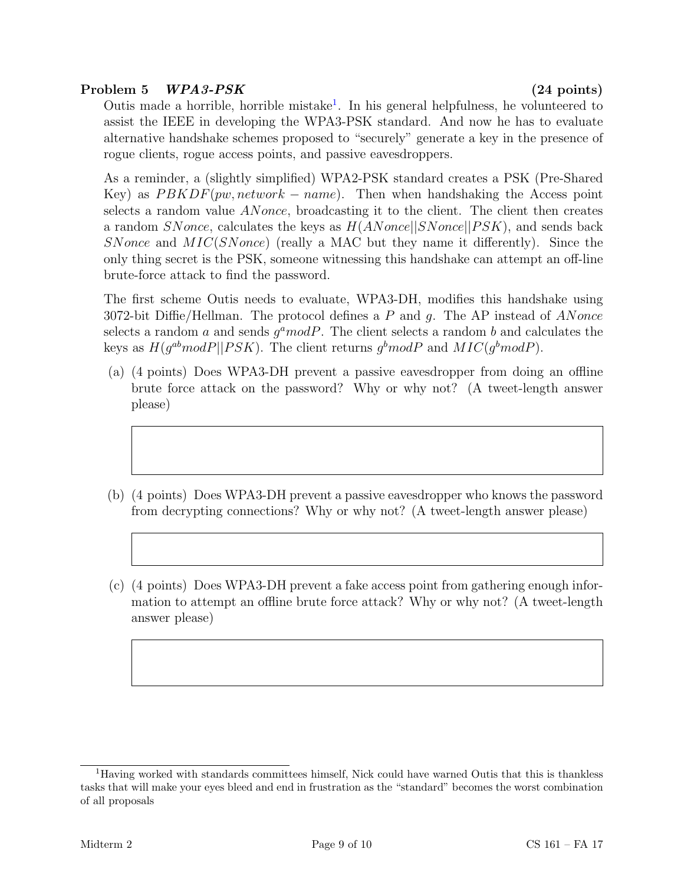## Problem 5 *WPA3-PSK* (24 points)

Outis made a horrible, horrible mistake[1]. In his general helpfulness, he volunteered to assist the IEEE in developing the WPA3-PSK standard. And now he has to evaluate alternative handshake schemes proposed to "securely" generate a key in the presence of rogue clients, rogue access points, and passive eavesdroppers.

As a reminder, a (slightly simplified) WPA2-PSK standard creates a PSK (Pre-Shared Key) as $PBKDF(pw, network-name)$. Then when handshaking the Access point selects a random value $ANonce$, broadcasting it to the client. The client then creates a random $SNonce$, calculates the keys as $H(ANonce||SNonce||PSK)$, and sends back $SNonce$ and $MIC(SNonce)$ (really a MAC but they name it differently). Since the only thing secret is the PSK, someone witnessing this handshake can attempt an off-line brute-force attack to find the password.

The first scheme Outis needs to evaluate, WPA3-DH, modifies this handshake using 3072-bit Diffie/Hellman. The protocol defines a $P$ and $g$. The AP instead of $ANonce$ selects a random $a$ and sends $g^a mod P$. The client selects a random $b$ and calculates the keys as $H(g^{ab} mod P||PSK)$. The client returns $g^b mod P$ and $MIC(g^b mod P)$.

(a) (4 points) Does WPA3-DH prevent a passive eavesdropper from doing an offline brute force attack on the password? Why or why not? (A tweet-length answer please)

(b) (4 points) Does WPA3-DH prevent a passive eavesdropper who knows the password from decrypting connections? Why or why not? (A tweet-length answer please)

(c) (4 points) Does WPA3-DH prevent a fake access point from gathering enough information to attempt an offline brute force attack? Why or why not? (A tweet-length answer please)

[1] Having worked with standards committees himself, Nick could have warned Outis that this is thankless tasks that will make your eyes bleed and end in frustration as the "standard" becomes the worst combination of all proposals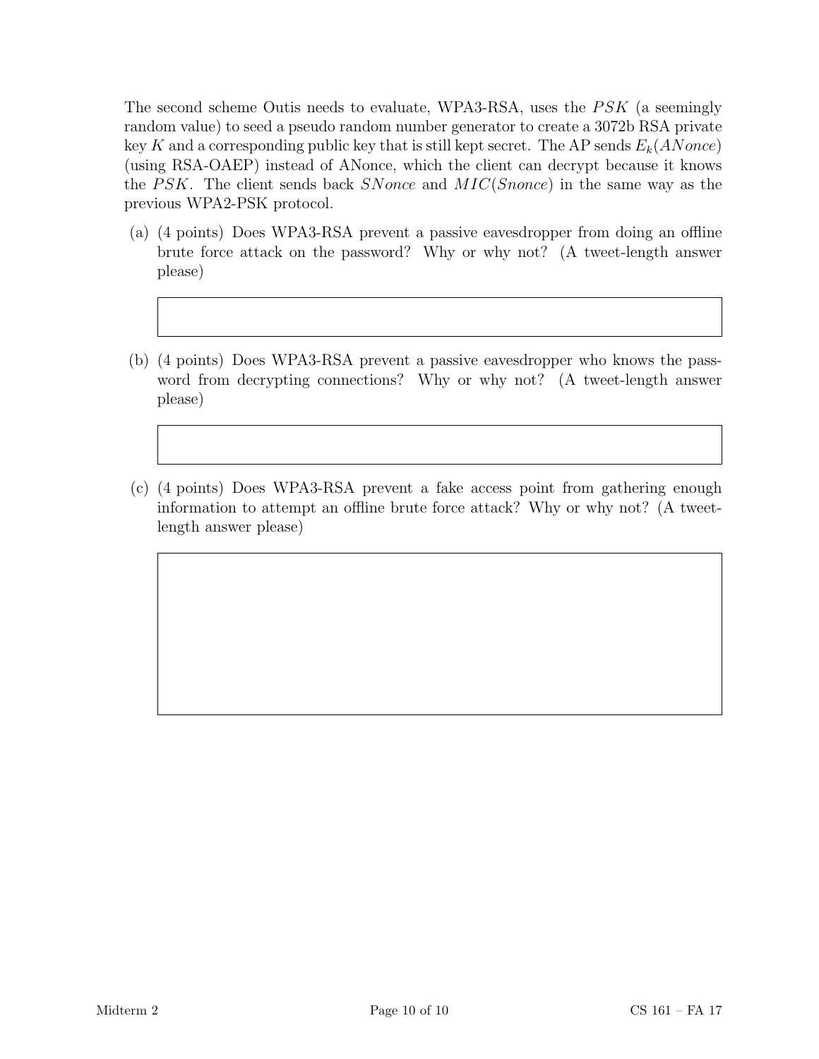The second scheme Outis needs to evaluate, WPA3-RSA, uses the $PSK$ (a seemingly random value) to seed a pseudo random number generator to create a 3072b RSA private key $K$ and a corresponding public key that is still kept secret. The AP sends $E_k(ANonce)$ (using RSA-OAEP) instead of ANonce, which the client can decrypt because it knows the $PSK$. The client sends back $SNonce$ and $MIC(Snonce)$ in the same way as the previous WPA2-PSK protocol.

(a) (4 points) Does WPA3-RSA prevent a passive eavesdropper from doing an offline brute force attack on the password? Why or why not? (A tweet-length answer please)

(b) (4 points) Does WPA3-RSA prevent a passive eavesdropper who knows the password from decrypting connections? Why or why not? (A tweet-length answer please)

(c) (4 points) Does WPA3-RSA prevent a fake access point from gathering enough information to attempt an offline brute force attack? Why or why not? (A tweet-length answer please)